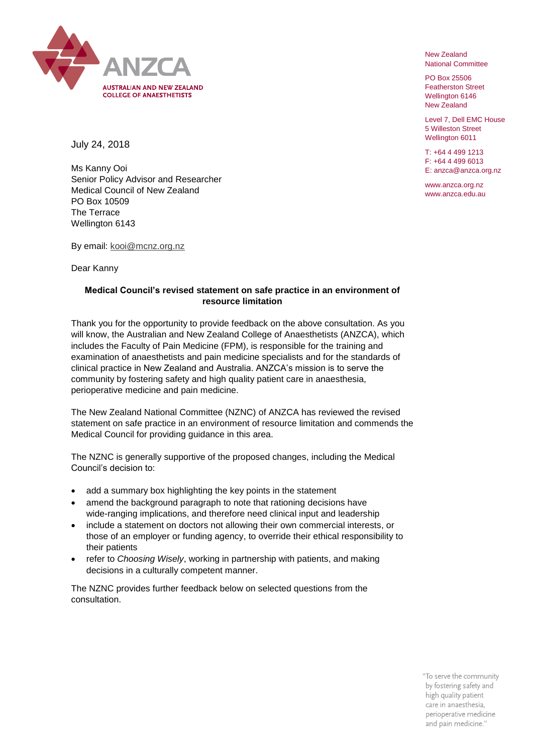ANZCA

AUSTRALIAN AND NEW ZEALAND COLLEGE OF ANAESTHETISTS

New Zealand
National Committee

PO Box 25506
Featherston Street
Wellington 6146
New Zealand

Level 7, Dell EMC House
5 Willeston Street
Wellington 6011

T: +64 4 499 1213
F: +64 4 499 6013
E: anzca@anzca.org.nz

www.anzca.org.nz
www.anzca.edu.au

July 24, 2018

Ms Kanny Ooi
Senior Policy Advisor and Researcher
Medical Council of New Zealand
PO Box 10509
The Terrace
Wellington 6143

By email: kooi@mcnz.org.nz

Dear Kanny

**Medical Council's revised statement on safe practice in an environment of resource limitation**

Thank you for the opportunity to provide feedback on the above consultation. As you will know, the Australian and New Zealand College of Anaesthetists (ANZCA), which includes the Faculty of Pain Medicine (FPM), is responsible for the training and examination of anaesthetists and pain medicine specialists and for the standards of clinical practice in New Zealand and Australia. ANZCA's mission is to serve the community by fostering safety and high quality patient care in anaesthesia, perioperative medicine and pain medicine.

The New Zealand National Committee (NZNC) of ANZCA has reviewed the revised statement on safe practice in an environment of resource limitation and commends the Medical Council for providing guidance in this area.

The NZNC is generally supportive of the proposed changes, including the Medical Council's decision to:

- add a summary box highlighting the key points in the statement
- amend the background paragraph to note that rationing decisions have wide-ranging implications, and therefore need clinical input and leadership
- include a statement on doctors not allowing their own commercial interests, or those of an employer or funding agency, to override their ethical responsibility to their patients
- refer to *Choosing Wisely*, working in partnership with patients, and making decisions in a culturally competent manner.

The NZNC provides further feedback below on selected questions from the consultation.

"To serve the community by fostering safety and high quality patient care in anaesthesia, perioperative medicine and pain medicine."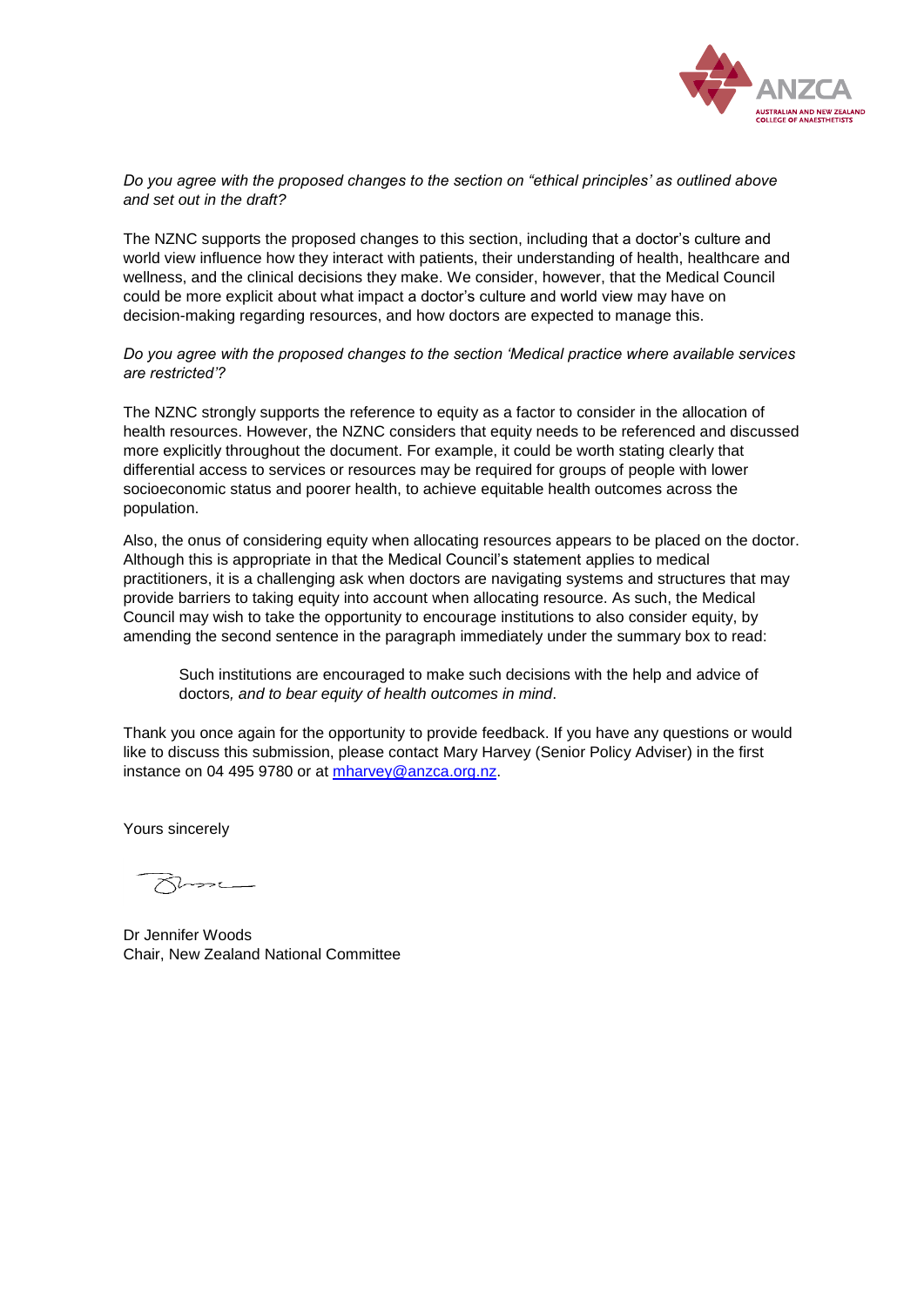*Do you agree with the proposed changes to the section on "ethical principles' as outlined above and set out in the draft?*

The NZNC supports the proposed changes to this section, including that a doctor's culture and world view influence how they interact with patients, their understanding of health, healthcare and wellness, and the clinical decisions they make. We consider, however, that the Medical Council could be more explicit about what impact a doctor's culture and world view may have on decision-making regarding resources, and how doctors are expected to manage this.

*Do you agree with the proposed changes to the section 'Medical practice where available services are restricted'?*

The NZNC strongly supports the reference to equity as a factor to consider in the allocation of health resources. However, the NZNC considers that equity needs to be referenced and discussed more explicitly throughout the document. For example, it could be worth stating clearly that differential access to services or resources may be required for groups of people with lower socioeconomic status and poorer health, to achieve equitable health outcomes across the population.

Also, the onus of considering equity when allocating resources appears to be placed on the doctor. Although this is appropriate in that the Medical Council's statement applies to medical practitioners, it is a challenging ask when doctors are navigating systems and structures that may provide barriers to taking equity into account when allocating resource. As such, the Medical Council may wish to take the opportunity to encourage institutions to also consider equity, by amending the second sentence in the paragraph immediately under the summary box to read:

> Such institutions are encouraged to make such decisions with the help and advice of doctors*, and to bear equity of health outcomes in mind*.

Thank you once again for the opportunity to provide feedback. If you have any questions or would like to discuss this submission, please contact Mary Harvey (Senior Policy Adviser) in the first instance on 04 495 9780 or at mharvey@anzca.org.nz.

Yours sincerely

Dr Jennifer Woods
Chair, New Zealand National Committee